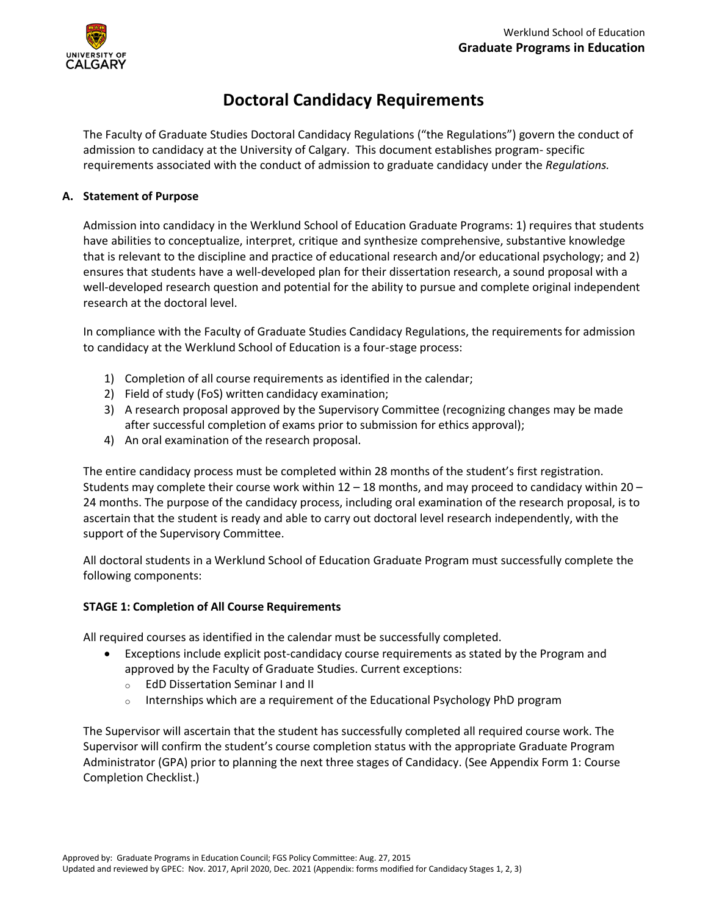# Doctoral Candidacy Requirements

The Faculty of Graduate Studies Doctoral Candidacy Regulations ("the Regulations") govern the conduct of admission to candidacy at the University of Calgary. This document establishes program- specific requirements associated with the conduct of admission to graduate candidacy under the *Regulations.*

## A. Statement of Purpose

Admission into candidacy in the Werklund School of Education Graduate Programs: 1) requires that students have abilities to conceptualize, interpret, critique and synthesize comprehensive, substantive knowledge that is relevant to the discipline and practice of educational research and/or educational psychology; and 2) ensures that students have a well-developed plan for their dissertation research, a sound proposal with a well-developed research question and potential for the ability to pursue and complete original independent research at the doctoral level.

In compliance with the Faculty of Graduate Studies Candidacy Regulations, the requirements for admission to candidacy at the Werklund School of Education is a four-stage process:

1) Completion of all course requirements as identified in the calendar;
2) Field of study (FoS) written candidacy examination;
3) A research proposal approved by the Supervisory Committee (recognizing changes may be made after successful completion of exams prior to submission for ethics approval);
4) An oral examination of the research proposal.

The entire candidacy process must be completed within 28 months of the student's first registration. Students may complete their course work within 12 – 18 months, and may proceed to candidacy within 20 – 24 months. The purpose of the candidacy process, including oral examination of the research proposal, is to ascertain that the student is ready and able to carry out doctoral level research independently, with the support of the Supervisory Committee.

All doctoral students in a Werklund School of Education Graduate Program must successfully complete the following components:

### STAGE 1: Completion of All Course Requirements

All required courses as identified in the calendar must be successfully completed.

- Exceptions include explicit post-candidacy course requirements as stated by the Program and approved by the Faculty of Graduate Studies. Current exceptions:
  - EdD Dissertation Seminar I and II
  - Internships which are a requirement of the Educational Psychology PhD program

The Supervisor will ascertain that the student has successfully completed all required course work. The Supervisor will confirm the student's course completion status with the appropriate Graduate Program Administrator (GPA) prior to planning the next three stages of Candidacy. (See Appendix Form 1: Course Completion Checklist.)

Approved by: Graduate Programs in Education Council; FGS Policy Committee: Aug. 27, 2015
Updated and reviewed by GPEC: Nov. 2017, April 2020, Dec. 2021 (Appendix: forms modified for Candidacy Stages 1, 2, 3)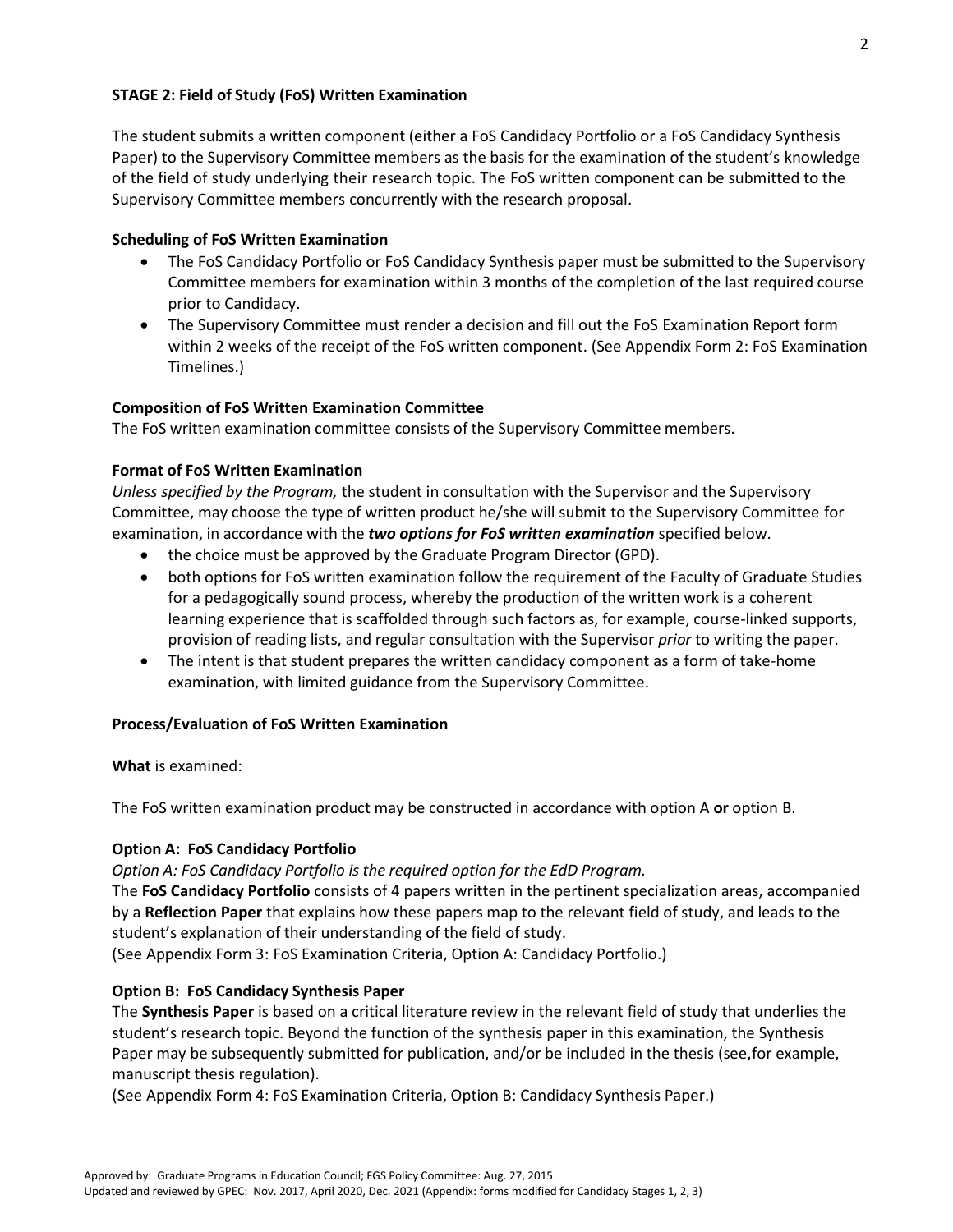### STAGE 2: Field of Study (FoS) Written Examination

The student submits a written component (either a FoS Candidacy Portfolio or a FoS Candidacy Synthesis Paper) to the Supervisory Committee members as the basis for the examination of the student's knowledge of the field of study underlying their research topic. The FoS written component can be submitted to the Supervisory Committee members concurrently with the research proposal.

**Scheduling of FoS Written Examination**

- The FoS Candidacy Portfolio or FoS Candidacy Synthesis paper must be submitted to the Supervisory Committee members for examination within 3 months of the completion of the last required course prior to Candidacy.
- The Supervisory Committee must render a decision and fill out the FoS Examination Report form within 2 weeks of the receipt of the FoS written component. (See Appendix Form 2: FoS Examination Timelines.)

**Composition of FoS Written Examination Committee**

The FoS written examination committee consists of the Supervisory Committee members.

**Format of FoS Written Examination**

*Unless specified by the Program,* the student in consultation with the Supervisor and the Supervisory Committee, may choose the type of written product he/she will submit to the Supervisory Committee for examination, in accordance with the ***two options for FoS written examination*** specified below.

- the choice must be approved by the Graduate Program Director (GPD).
- both options for FoS written examination follow the requirement of the Faculty of Graduate Studies for a pedagogically sound process, whereby the production of the written work is a coherent learning experience that is scaffolded through such factors as, for example, course-linked supports, provision of reading lists, and regular consultation with the Supervisor *prior* to writing the paper.
- The intent is that student prepares the written candidacy component as a form of take-home examination, with limited guidance from the Supervisory Committee.

**Process/Evaluation of FoS Written Examination**

**What** is examined:

The FoS written examination product may be constructed in accordance with option A **or** option B.

**Option A: FoS Candidacy Portfolio**

*Option A: FoS Candidacy Portfolio is the required option for the EdD Program.*

The **FoS Candidacy Portfolio** consists of 4 papers written in the pertinent specialization areas, accompanied by a **Reflection Paper** that explains how these papers map to the relevant field of study, and leads to the student's explanation of their understanding of the field of study.

(See Appendix Form 3: FoS Examination Criteria, Option A: Candidacy Portfolio.)

**Option B: FoS Candidacy Synthesis Paper**

The **Synthesis Paper** is based on a critical literature review in the relevant field of study that underlies the student's research topic. Beyond the function of the synthesis paper in this examination, the Synthesis Paper may be subsequently submitted for publication, and/or be included in the thesis (see,for example, manuscript thesis regulation).

(See Appendix Form 4: FoS Examination Criteria, Option B: Candidacy Synthesis Paper.)

Approved by: Graduate Programs in Education Council; FGS Policy Committee: Aug. 27, 2015
Updated and reviewed by GPEC: Nov. 2017, April 2020, Dec. 2021 (Appendix: forms modified for Candidacy Stages 1, 2, 3)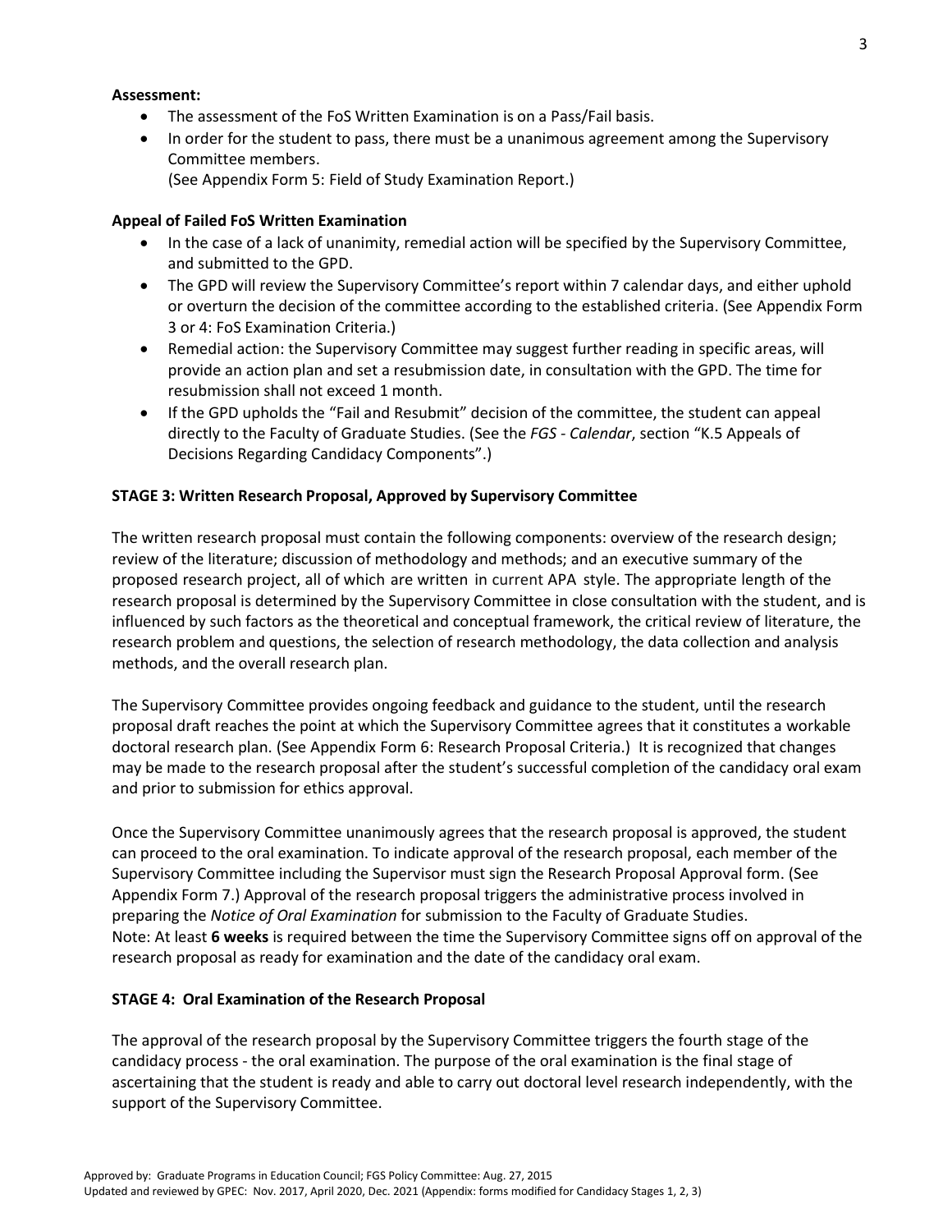**Assessment:**

- The assessment of the FoS Written Examination is on a Pass/Fail basis.
- In order for the student to pass, there must be a unanimous agreement among the Supervisory Committee members.
  (See Appendix Form 5: Field of Study Examination Report.)

**Appeal of Failed FoS Written Examination**

- In the case of a lack of unanimity, remedial action will be specified by the Supervisory Committee, and submitted to the GPD.
- The GPD will review the Supervisory Committee's report within 7 calendar days, and either uphold or overturn the decision of the committee according to the established criteria. (See Appendix Form 3 or 4: FoS Examination Criteria.)
- Remedial action: the Supervisory Committee may suggest further reading in specific areas, will provide an action plan and set a resubmission date, in consultation with the GPD. The time for resubmission shall not exceed 1 month.
- If the GPD upholds the "Fail and Resubmit" decision of the committee, the student can appeal directly to the Faculty of Graduate Studies. (See the *FGS - Calendar*, section "K.5 Appeals of Decisions Regarding Candidacy Components".)

**STAGE 3: Written Research Proposal, Approved by Supervisory Committee**

The written research proposal must contain the following components: overview of the research design; review of the literature; discussion of methodology and methods; and an executive summary of the proposed research project, all of which are written in current APA style. The appropriate length of the research proposal is determined by the Supervisory Committee in close consultation with the student, and is influenced by such factors as the theoretical and conceptual framework, the critical review of literature, the research problem and questions, the selection of research methodology, the data collection and analysis methods, and the overall research plan.

The Supervisory Committee provides ongoing feedback and guidance to the student, until the research proposal draft reaches the point at which the Supervisory Committee agrees that it constitutes a workable doctoral research plan. (See Appendix Form 6: Research Proposal Criteria.) It is recognized that changes may be made to the research proposal after the student's successful completion of the candidacy oral exam and prior to submission for ethics approval.

Once the Supervisory Committee unanimously agrees that the research proposal is approved, the student can proceed to the oral examination. To indicate approval of the research proposal, each member of the Supervisory Committee including the Supervisor must sign the Research Proposal Approval form. (See Appendix Form 7.) Approval of the research proposal triggers the administrative process involved in preparing the *Notice of Oral Examination* for submission to the Faculty of Graduate Studies.
Note: At least **6 weeks** is required between the time the Supervisory Committee signs off on approval of the research proposal as ready for examination and the date of the candidacy oral exam.

**STAGE 4: Oral Examination of the Research Proposal**

The approval of the research proposal by the Supervisory Committee triggers the fourth stage of the candidacy process - the oral examination. The purpose of the oral examination is the final stage of ascertaining that the student is ready and able to carry out doctoral level research independently, with the support of the Supervisory Committee.

Approved by: Graduate Programs in Education Council; FGS Policy Committee: Aug. 27, 2015
Updated and reviewed by GPEC: Nov. 2017, April 2020, Dec. 2021 (Appendix: forms modified for Candidacy Stages 1, 2, 3)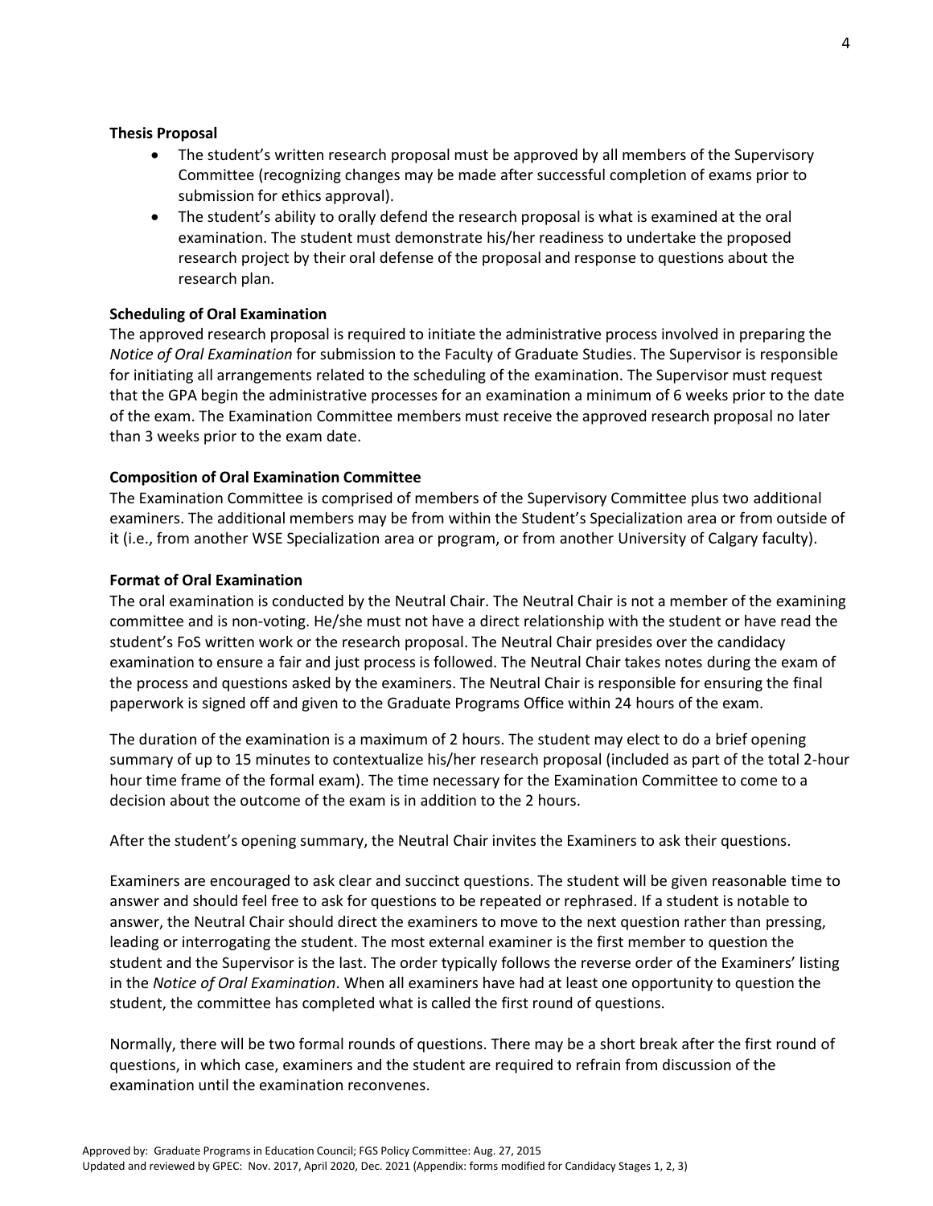### Thesis Proposal

- The student's written research proposal must be approved by all members of the Supervisory Committee (recognizing changes may be made after successful completion of exams prior to submission for ethics approval).
- The student's ability to orally defend the research proposal is what is examined at the oral examination. The student must demonstrate his/her readiness to undertake the proposed research project by their oral defense of the proposal and response to questions about the research plan.

### Scheduling of Oral Examination

The approved research proposal is required to initiate the administrative process involved in preparing the *Notice of Oral Examination* for submission to the Faculty of Graduate Studies. The Supervisor is responsible for initiating all arrangements related to the scheduling of the examination. The Supervisor must request that the GPA begin the administrative processes for an examination a minimum of 6 weeks prior to the date of the exam. The Examination Committee members must receive the approved research proposal no later than 3 weeks prior to the exam date.

### Composition of Oral Examination Committee

The Examination Committee is comprised of members of the Supervisory Committee plus two additional examiners. The additional members may be from within the Student's Specialization area or from outside of it (i.e., from another WSE Specialization area or program, or from another University of Calgary faculty).

### Format of Oral Examination

The oral examination is conducted by the Neutral Chair. The Neutral Chair is not a member of the examining committee and is non-voting. He/she must not have a direct relationship with the student or have read the student's FoS written work or the research proposal. The Neutral Chair presides over the candidacy examination to ensure a fair and just process is followed. The Neutral Chair takes notes during the exam of the process and questions asked by the examiners. The Neutral Chair is responsible for ensuring the final paperwork is signed off and given to the Graduate Programs Office within 24 hours of the exam.

The duration of the examination is a maximum of 2 hours. The student may elect to do a brief opening summary of up to 15 minutes to contextualize his/her research proposal (included as part of the total 2-hour hour time frame of the formal exam). The time necessary for the Examination Committee to come to a decision about the outcome of the exam is in addition to the 2 hours.

After the student's opening summary, the Neutral Chair invites the Examiners to ask their questions.

Examiners are encouraged to ask clear and succinct questions. The student will be given reasonable time to answer and should feel free to ask for questions to be repeated or rephrased. If a student is notable to answer, the Neutral Chair should direct the examiners to move to the next question rather than pressing, leading or interrogating the student. The most external examiner is the first member to question the student and the Supervisor is the last. The order typically follows the reverse order of the Examiners' listing in the *Notice of Oral Examination*. When all examiners have had at least one opportunity to question the student, the committee has completed what is called the first round of questions.

Normally, there will be two formal rounds of questions. There may be a short break after the first round of questions, in which case, examiners and the student are required to refrain from discussion of the examination until the examination reconvenes.

Approved by: Graduate Programs in Education Council; FGS Policy Committee: Aug. 27, 2015
Updated and reviewed by GPEC: Nov. 2017, April 2020, Dec. 2021 (Appendix: forms modified for Candidacy Stages 1, 2, 3)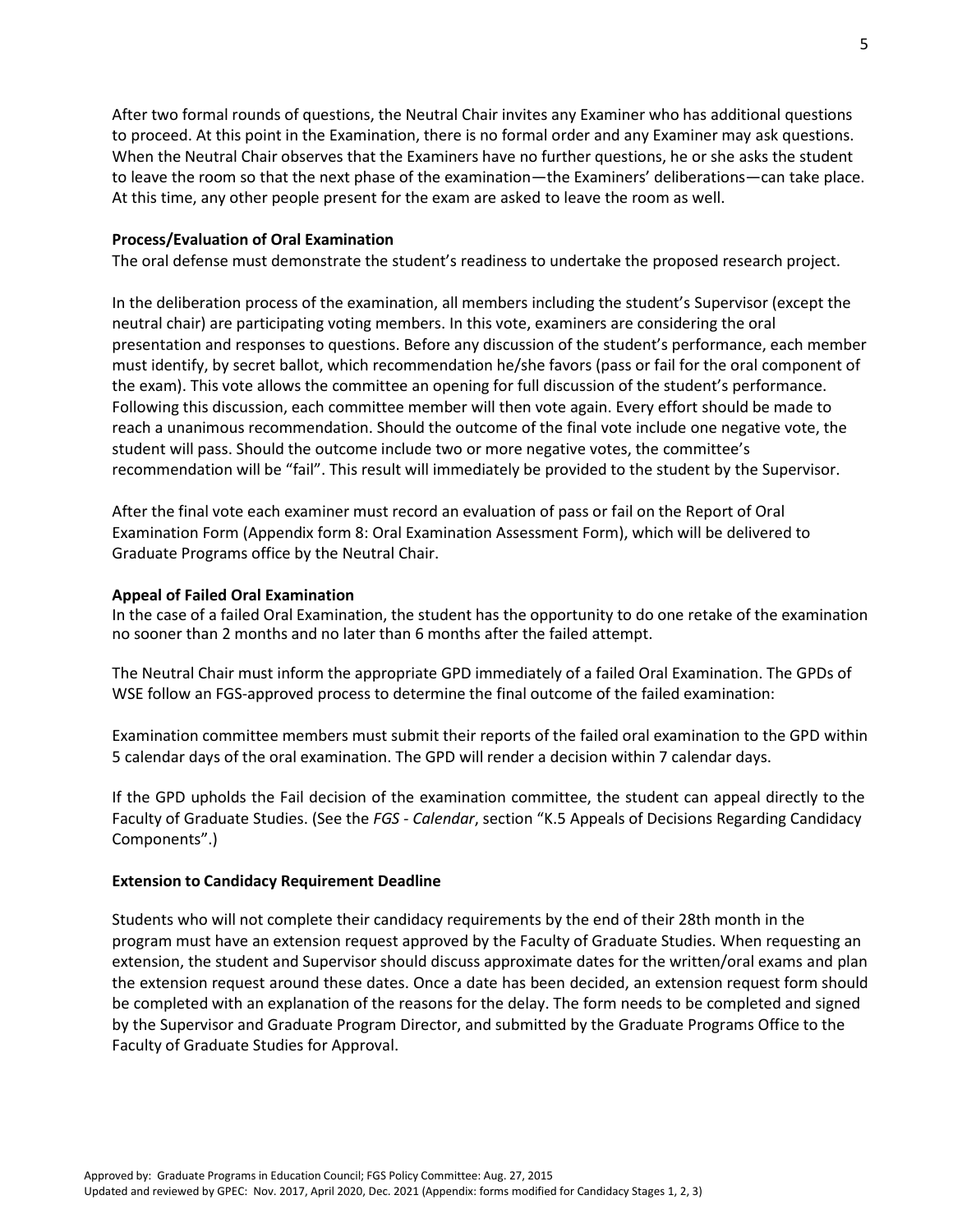After two formal rounds of questions, the Neutral Chair invites any Examiner who has additional questions to proceed. At this point in the Examination, there is no formal order and any Examiner may ask questions. When the Neutral Chair observes that the Examiners have no further questions, he or she asks the student to leave the room so that the next phase of the examination—the Examiners' deliberations—can take place. At this time, any other people present for the exam are asked to leave the room as well.

**Process/Evaluation of Oral Examination**

The oral defense must demonstrate the student's readiness to undertake the proposed research project.

In the deliberation process of the examination, all members including the student's Supervisor (except the neutral chair) are participating voting members. In this vote, examiners are considering the oral presentation and responses to questions. Before any discussion of the student's performance, each member must identify, by secret ballot, which recommendation he/she favors (pass or fail for the oral component of the exam). This vote allows the committee an opening for full discussion of the student's performance. Following this discussion, each committee member will then vote again. Every effort should be made to reach a unanimous recommendation. Should the outcome of the final vote include one negative vote, the student will pass. Should the outcome include two or more negative votes, the committee's recommendation will be "fail". This result will immediately be provided to the student by the Supervisor.

After the final vote each examiner must record an evaluation of pass or fail on the Report of Oral Examination Form (Appendix form 8: Oral Examination Assessment Form), which will be delivered to Graduate Programs office by the Neutral Chair.

**Appeal of Failed Oral Examination**

In the case of a failed Oral Examination, the student has the opportunity to do one retake of the examination no sooner than 2 months and no later than 6 months after the failed attempt.

The Neutral Chair must inform the appropriate GPD immediately of a failed Oral Examination. The GPDs of WSE follow an FGS-approved process to determine the final outcome of the failed examination:

Examination committee members must submit their reports of the failed oral examination to the GPD within 5 calendar days of the oral examination. The GPD will render a decision within 7 calendar days.

If the GPD upholds the Fail decision of the examination committee, the student can appeal directly to the Faculty of Graduate Studies. (See the *FGS - Calendar*, section "K.5 Appeals of Decisions Regarding Candidacy Components".)

**Extension to Candidacy Requirement Deadline**

Students who will not complete their candidacy requirements by the end of their 28th month in the program must have an extension request approved by the Faculty of Graduate Studies. When requesting an extension, the student and Supervisor should discuss approximate dates for the written/oral exams and plan the extension request around these dates. Once a date has been decided, an extension request form should be completed with an explanation of the reasons for the delay. The form needs to be completed and signed by the Supervisor and Graduate Program Director, and submitted by the Graduate Programs Office to the Faculty of Graduate Studies for Approval.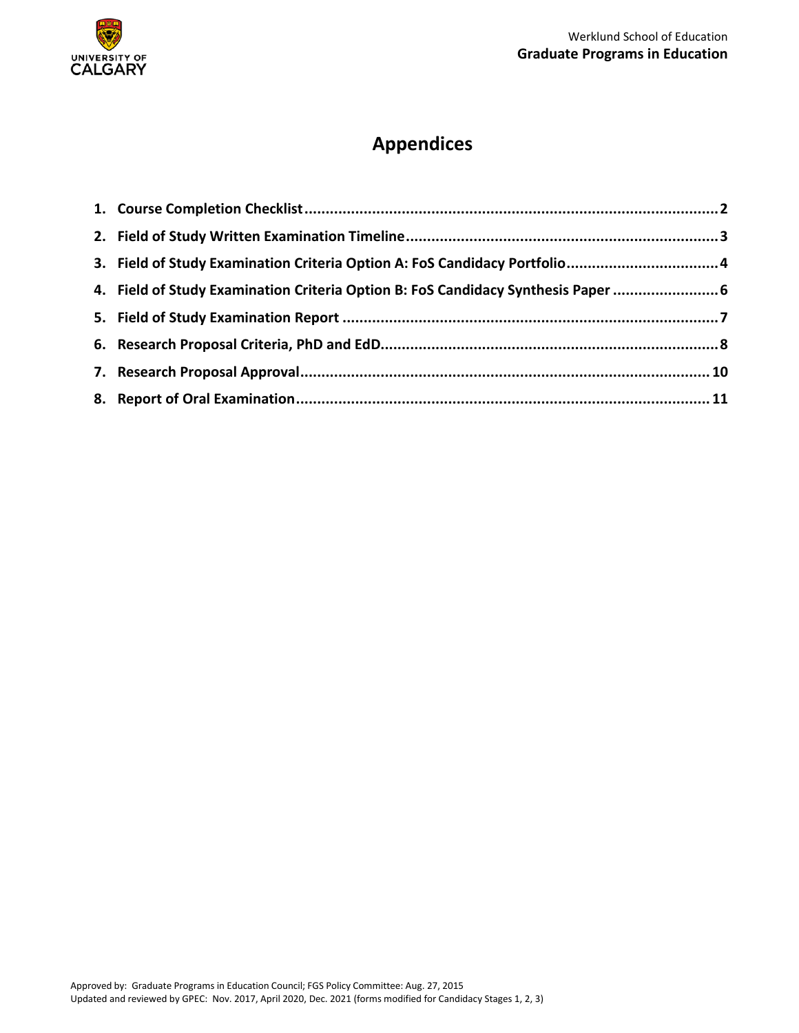# Appendices

1. **Course Completion Checklist** ........................................................................................ **2**
2. **Field of Study Written Examination Timeline** ........................................................................ **3**
3. **Field of Study Examination Criteria Option A: FoS Candidacy Portfolio** .................................. **4**
4. **Field of Study Examination Criteria Option B: FoS Candidacy Synthesis Paper** ........................ **6**
5. **Field of Study Examination Report** ...................................................................................... **7**
6. **Research Proposal Criteria, PhD and EdD** .......................................................................... **8**
7. **Research Proposal Approval** .............................................................................................. **10**
8. **Report of Oral Examination** .............................................................................................. **11**

Approved by: Graduate Programs in Education Council; FGS Policy Committee: Aug. 27, 2015
Updated and reviewed by GPEC: Nov. 2017, April 2020, Dec. 2021 (forms modified for Candidacy Stages 1, 2, 3)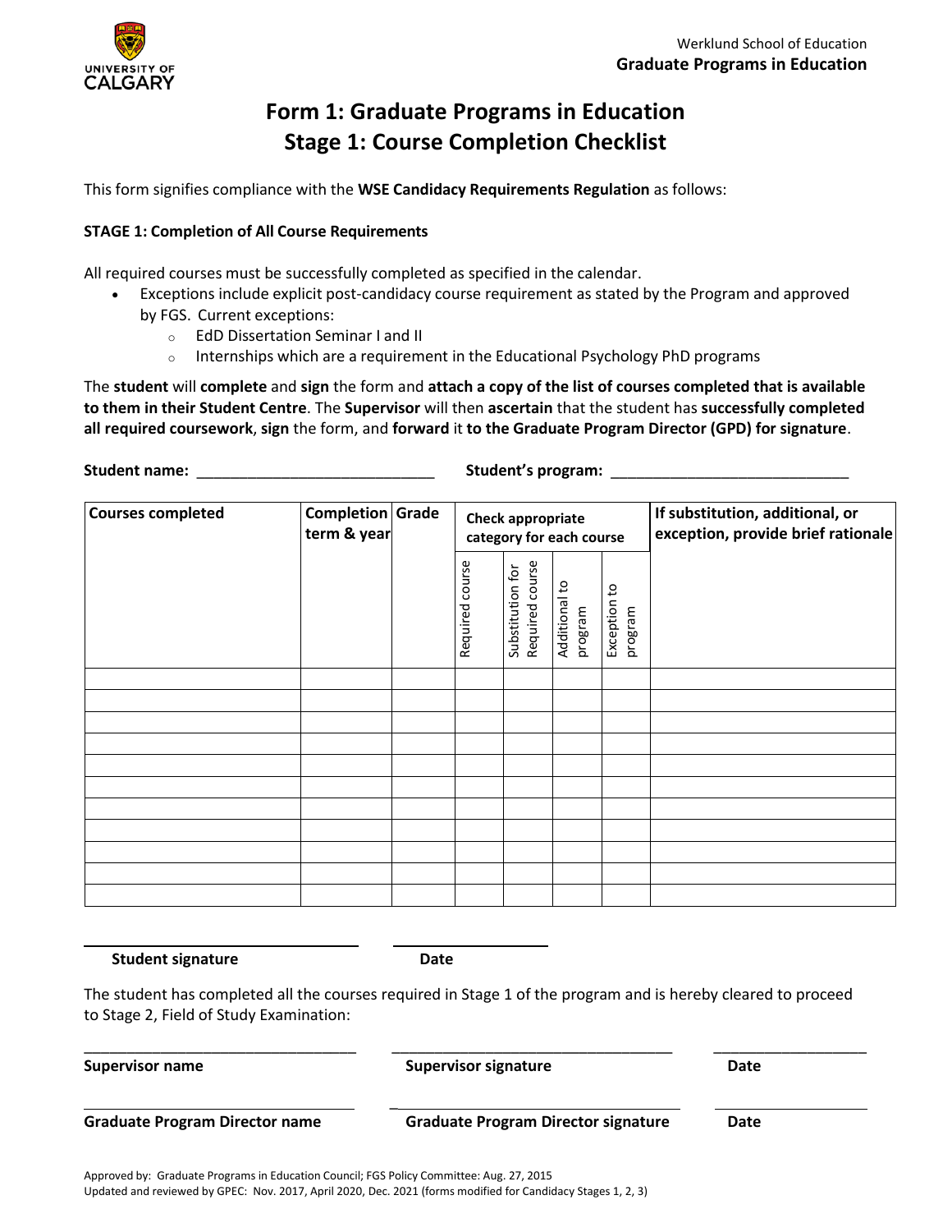Werklund School of Education
**Graduate Programs in Education**

# Form 1: Graduate Programs in Education
# Stage 1: Course Completion Checklist

This form signifies compliance with the **WSE Candidacy Requirements Regulation** as follows:

**STAGE 1: Completion of All Course Requirements**

All required courses must be successfully completed as specified in the calendar.

- Exceptions include explicit post-candidacy course requirement as stated by the Program and approved by FGS. Current exceptions:
  - EdD Dissertation Seminar I and II
  - Internships which are a requirement in the Educational Psychology PhD programs

The **student** will **complete** and **sign** the form and **attach a copy of the list of courses completed that is available to them in their Student Centre**. The **Supervisor** will then **ascertain** that the student has **successfully completed all required coursework**, **sign** the form, and **forward** it **to the Graduate Program Director (GPD) for signature**.

**Student name:** ___________________________ **Student's program:** ___________________________

| Courses completed | Completion term & year | Grade | Check appropriate category for each course | | | | If substitution, additional, or exception, provide brief rationale |
|---|---|---|---|---|---|---|---|
| | | | Required course | Substitution for Required course | Additional to program | Exception to program | |
| | | | | | | | |
| | | | | | | | |
| | | | | | | | |
| | | | | | | | |
| | | | | | | | |
| | | | | | | | |
| | | | | | | | |
| | | | | | | | |
| | | | | | | | |
| | | | | | | | |
| | | | | | | | |

______________________________ ______________________
**Student signature** **Date**

The student has completed all the courses required in Stage 1 of the program and is hereby cleared to proceed to Stage 2, Field of Study Examination:

______________________________ ______________________________ ____________________
**Supervisor name** **Supervisor signature** **Date**

______________________________ ______________________________ ____________________
**Graduate Program Director name** **Graduate Program Director signature** **Date**

Approved by: Graduate Programs in Education Council; FGS Policy Committee: Aug. 27, 2015
Updated and reviewed by GPEC: Nov. 2017, April 2020, Dec. 2021 (forms modified for Candidacy Stages 1, 2, 3)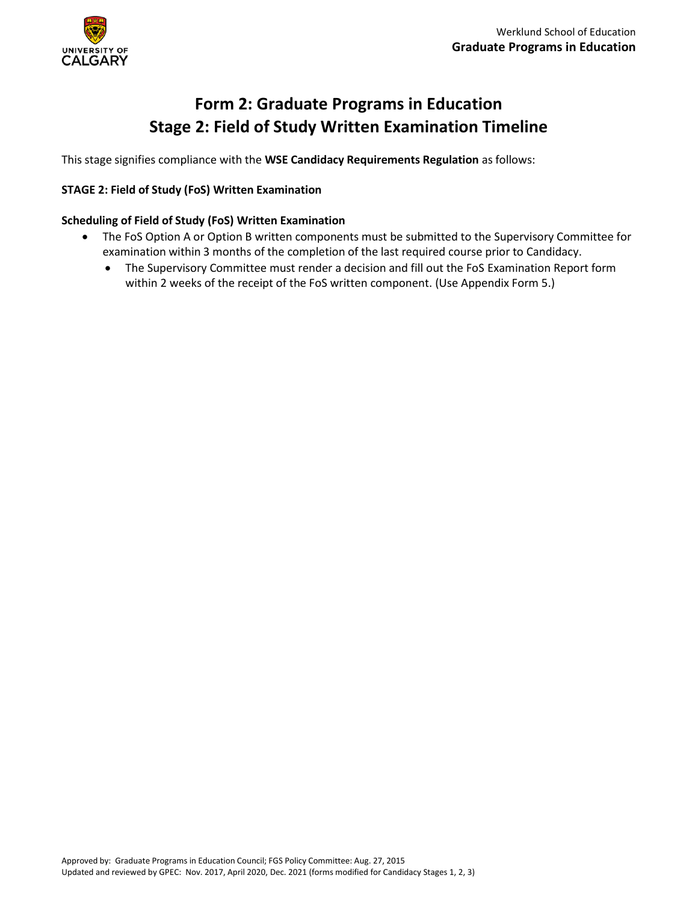# Form 2: Graduate Programs in Education
# Stage 2: Field of Study Written Examination Timeline

This stage signifies compliance with the **WSE Candidacy Requirements Regulation** as follows:

**STAGE 2: Field of Study (FoS) Written Examination**

**Scheduling of Field of Study (FoS) Written Examination**

- The FoS Option A or Option B written components must be submitted to the Supervisory Committee for examination within 3 months of the completion of the last required course prior to Candidacy.
  - The Supervisory Committee must render a decision and fill out the FoS Examination Report form within 2 weeks of the receipt of the FoS written component. (Use Appendix Form 5.)

Approved by: Graduate Programs in Education Council; FGS Policy Committee: Aug. 27, 2015
Updated and reviewed by GPEC: Nov. 2017, April 2020, Dec. 2021 (forms modified for Candidacy Stages 1, 2, 3)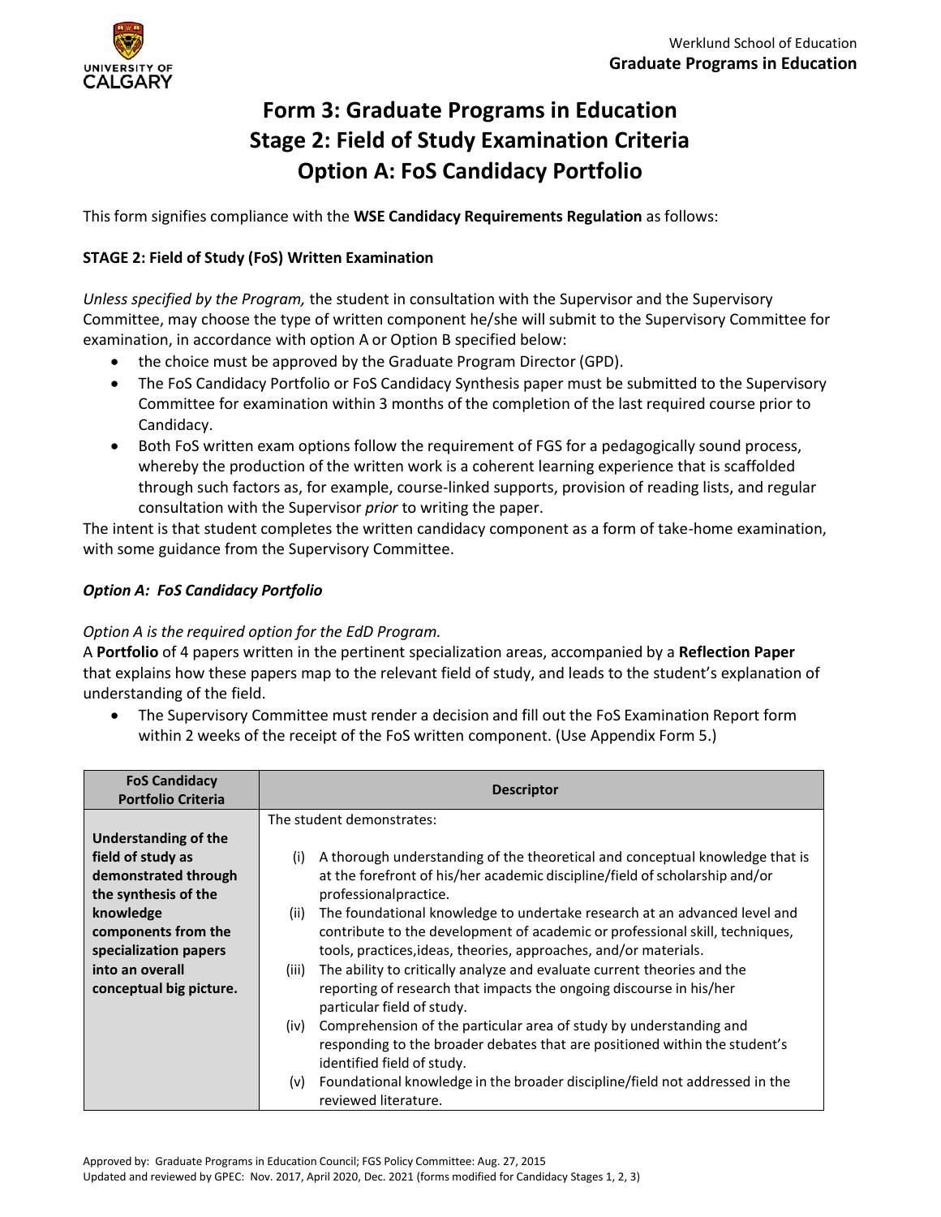Werklund School of Education
**Graduate Programs in Education**

# Form 3: Graduate Programs in Education
# Stage 2: Field of Study Examination Criteria
# Option A: FoS Candidacy Portfolio

This form signifies compliance with the **WSE Candidacy Requirements Regulation** as follows:

**STAGE 2: Field of Study (FoS) Written Examination**

*Unless specified by the Program,* the student in consultation with the Supervisor and the Supervisory Committee, may choose the type of written component he/she will submit to the Supervisory Committee for examination, in accordance with option A or Option B specified below:

- the choice must be approved by the Graduate Program Director (GPD).
- The FoS Candidacy Portfolio or FoS Candidacy Synthesis paper must be submitted to the Supervisory Committee for examination within 3 months of the completion of the last required course prior to Candidacy.
- Both FoS written exam options follow the requirement of FGS for a pedagogically sound process, whereby the production of the written work is a coherent learning experience that is scaffolded through such factors as, for example, course-linked supports, provision of reading lists, and regular consultation with the Supervisor *prior* to writing the paper.

The intent is that student completes the written candidacy component as a form of take-home examination, with some guidance from the Supervisory Committee.

***Option A: FoS Candidacy Portfolio***

*Option A is the required option for the EdD Program.*

A **Portfolio** of 4 papers written in the pertinent specialization areas, accompanied by a **Reflection Paper** that explains how these papers map to the relevant field of study, and leads to the student's explanation of understanding of the field.

- The Supervisory Committee must render a decision and fill out the FoS Examination Report form within 2 weeks of the receipt of the FoS written component. (Use Appendix Form 5.)

| FoS Candidacy Portfolio Criteria | Descriptor |
|---|---|
| **Understanding of the field of study as demonstrated through the synthesis of the knowledge components from the specialization papers into an overall conceptual big picture.** | The student demonstrates:<br>(i) A thorough understanding of the theoretical and conceptual knowledge that is at the forefront of his/her academic discipline/field of scholarship and/or professionalpractice.<br>(ii) The foundational knowledge to undertake research at an advanced level and contribute to the development of academic or professional skill, techniques, tools, practices,ideas, theories, approaches, and/or materials.<br>(iii) The ability to critically analyze and evaluate current theories and the reporting of research that impacts the ongoing discourse in his/her particular field of study.<br>(iv) Comprehension of the particular area of study by understanding and responding to the broader debates that are positioned within the student's identified field of study.<br>(v) Foundational knowledge in the broader discipline/field not addressed in the reviewed literature. |

Approved by: Graduate Programs in Education Council; FGS Policy Committee: Aug. 27, 2015
Updated and reviewed by GPEC: Nov. 2017, April 2020, Dec. 2021 (forms modified for Candidacy Stages 1, 2, 3)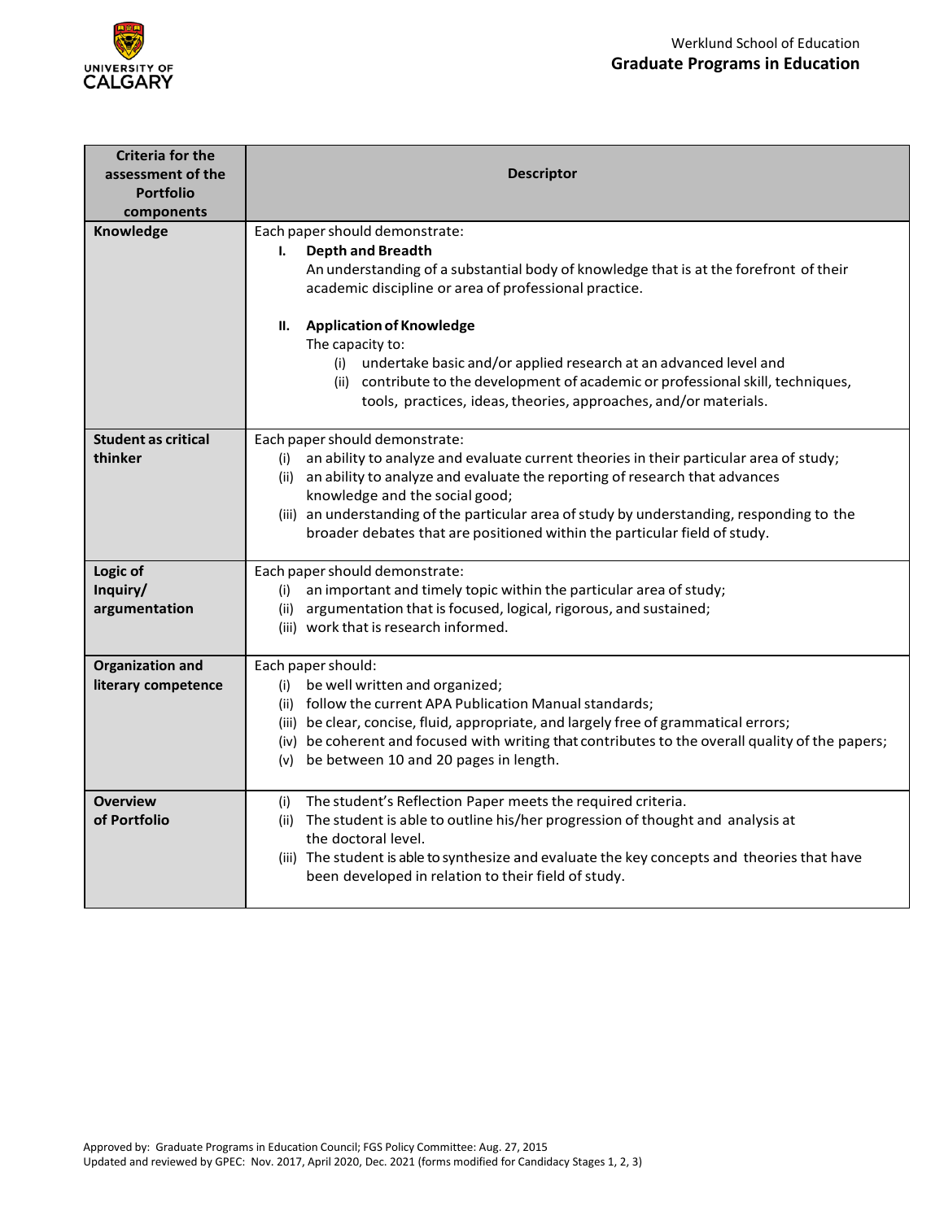| Criteria for the assessment of the Portfolio components | Descriptor |
|---|---|
| **Knowledge** | Each paper should demonstrate:<br>**I. Depth and Breadth**<br>An understanding of a substantial body of knowledge that is at the forefront of their academic discipline or area of professional practice.<br><br>**II. Application of Knowledge**<br>The capacity to:<br>(i) undertake basic and/or applied research at an advanced level and<br>(ii) contribute to the development of academic or professional skill, techniques, tools, practices, ideas, theories, approaches, and/or materials. |
| **Student as critical thinker** | Each paper should demonstrate:<br>(i) an ability to analyze and evaluate current theories in their particular area of study;<br>(ii) an ability to analyze and evaluate the reporting of research that advances knowledge and the social good;<br>(iii) an understanding of the particular area of study by understanding, responding to the broader debates that are positioned within the particular field of study. |
| **Logic of Inquiry/ argumentation** | Each paper should demonstrate:<br>(i) an important and timely topic within the particular area of study;<br>(ii) argumentation that is focused, logical, rigorous, and sustained;<br>(iii) work that is research informed. |
| **Organization and literary competence** | Each paper should:<br>(i) be well written and organized;<br>(ii) follow the current APA Publication Manual standards;<br>(iii) be clear, concise, fluid, appropriate, and largely free of grammatical errors;<br>(iv) be coherent and focused with writing that contributes to the overall quality of the papers;<br>(v) be between 10 and 20 pages in length. |
| **Overview of Portfolio** | (i) The student's Reflection Paper meets the required criteria.<br>(ii) The student is able to outline his/her progression of thought and analysis at the doctoral level.<br>(iii) The student is able to synthesize and evaluate the key concepts and theories that have been developed in relation to their field of study. |

Approved by: Graduate Programs in Education Council; FGS Policy Committee: Aug. 27, 2015
Updated and reviewed by GPEC: Nov. 2017, April 2020, Dec. 2021 (forms modified for Candidacy Stages 1, 2, 3)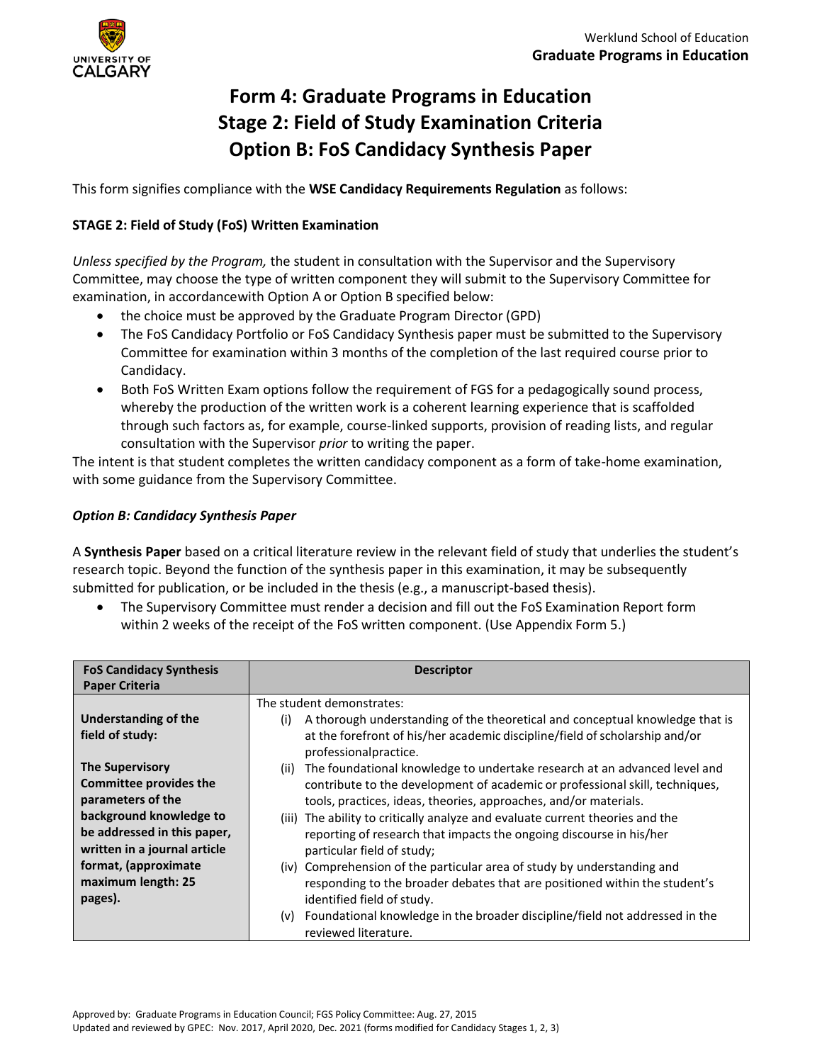Werklund School of Education
**Graduate Programs in Education**

# Form 4: Graduate Programs in Education
# Stage 2: Field of Study Examination Criteria
# Option B: FoS Candidacy Synthesis Paper

This form signifies compliance with the **WSE Candidacy Requirements Regulation** as follows:

### STAGE 2: Field of Study (FoS) Written Examination

*Unless specified by the Program,* the student in consultation with the Supervisor and the Supervisory Committee, may choose the type of written component they will submit to the Supervisory Committee for examination, in accordancewith Option A or Option B specified below:

- the choice must be approved by the Graduate Program Director (GPD)
- The FoS Candidacy Portfolio or FoS Candidacy Synthesis paper must be submitted to the Supervisory Committee for examination within 3 months of the completion of the last required course prior to Candidacy.
- Both FoS Written Exam options follow the requirement of FGS for a pedagogically sound process, whereby the production of the written work is a coherent learning experience that is scaffolded through such factors as, for example, course-linked supports, provision of reading lists, and regular consultation with the Supervisor *prior* to writing the paper.

The intent is that student completes the written candidacy component as a form of take-home examination, with some guidance from the Supervisory Committee.

### *Option B: Candidacy Synthesis Paper*

A **Synthesis Paper** based on a critical literature review in the relevant field of study that underlies the student's research topic. Beyond the function of the synthesis paper in this examination, it may be subsequently submitted for publication, or be included in the thesis (e.g., a manuscript-based thesis).

- The Supervisory Committee must render a decision and fill out the FoS Examination Report form within 2 weeks of the receipt of the FoS written component. (Use Appendix Form 5.)

| FoS Candidacy Synthesis Paper Criteria | Descriptor |
|---|---|
| **Understanding of the field of study:**<br><br>**The Supervisory Committee provides the parameters of the background knowledge to be addressed in this paper, written in a journal article format, (approximate maximum length: 25 pages).** | The student demonstrates:<br>(i) A thorough understanding of the theoretical and conceptual knowledge that is at the forefront of his/her academic discipline/field of scholarship and/or professionalpractice.<br>(ii) The foundational knowledge to undertake research at an advanced level and contribute to the development of academic or professional skill, techniques, tools, practices, ideas, theories, approaches, and/or materials.<br>(iii) The ability to critically analyze and evaluate current theories and the reporting of research that impacts the ongoing discourse in his/her particular field of study;<br>(iv) Comprehension of the particular area of study by understanding and responding to the broader debates that are positioned within the student's identified field of study.<br>(v) Foundational knowledge in the broader discipline/field not addressed in the reviewed literature. |

Approved by: Graduate Programs in Education Council; FGS Policy Committee: Aug. 27, 2015
Updated and reviewed by GPEC: Nov. 2017, April 2020, Dec. 2021 (forms modified for Candidacy Stages 1, 2, 3)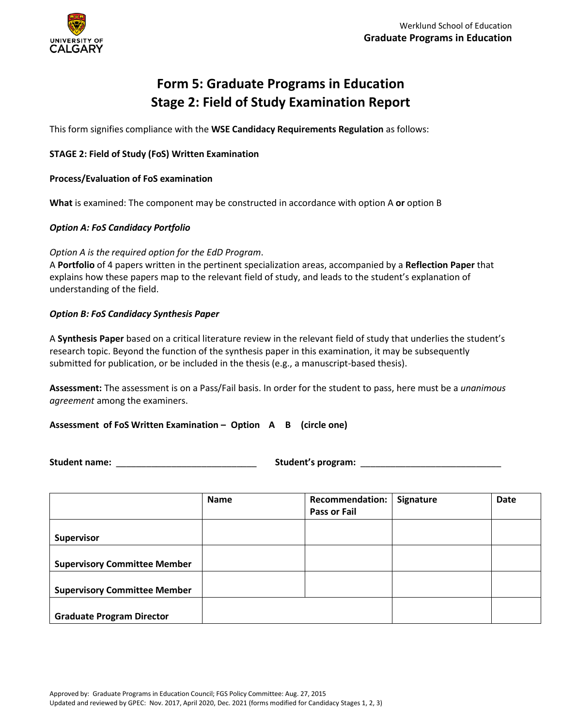Werklund School of Education
**Graduate Programs in Education**

# Form 5: Graduate Programs in Education
# Stage 2: Field of Study Examination Report

This form signifies compliance with the **WSE Candidacy Requirements Regulation** as follows:

**STAGE 2: Field of Study (FoS) Written Examination**

**Process/Evaluation of FoS examination**

**What** is examined: The component may be constructed in accordance with option A **or** option B

***Option A: FoS Candidacy Portfolio***

*Option A is the required option for the EdD Program*.
A **Portfolio** of 4 papers written in the pertinent specialization areas, accompanied by a **Reflection Paper** that explains how these papers map to the relevant field of study, and leads to the student's explanation of understanding of the field.

***Option B: FoS Candidacy Synthesis Paper***

A **Synthesis Paper** based on a critical literature review in the relevant field of study that underlies the student's research topic. Beyond the function of the synthesis paper in this examination, it may be subsequently submitted for publication, or be included in the thesis (e.g., a manuscript-based thesis).

**Assessment:** The assessment is on a Pass/Fail basis. In order for the student to pass, here must be a *unanimous agreement* among the examiners.

**Assessment of FoS Written Examination – Option A B (circle one)**

**Student name:** ____________________________ **Student's program:** ____________________________

| | Name | Recommendation: Pass or Fail | Signature | Date |
|---|---|---|---|---|
| **Supervisor** | | | | |
| **Supervisory Committee Member** | | | | |
| **Supervisory Committee Member** | | | | |
| **Graduate Program Director** | | | | |

Approved by: Graduate Programs in Education Council; FGS Policy Committee: Aug. 27, 2015
Updated and reviewed by GPEC: Nov. 2017, April 2020, Dec. 2021 (forms modified for Candidacy Stages 1, 2, 3)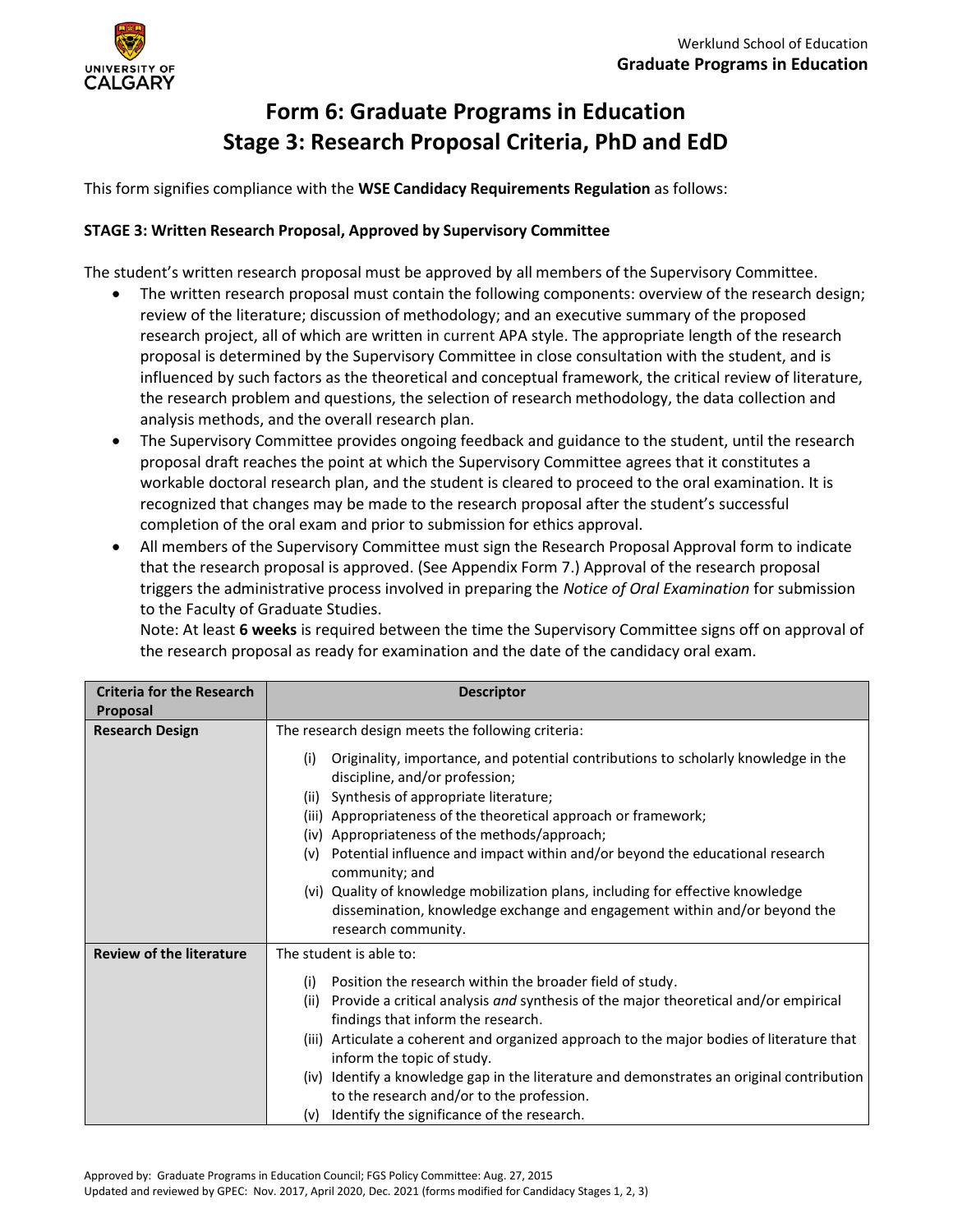Werklund School of Education
**Graduate Programs in Education**

# Form 6: Graduate Programs in Education
# Stage 3: Research Proposal Criteria, PhD and EdD

This form signifies compliance with the **WSE Candidacy Requirements Regulation** as follows:

**STAGE 3: Written Research Proposal, Approved by Supervisory Committee**

The student's written research proposal must be approved by all members of the Supervisory Committee.

- The written research proposal must contain the following components: overview of the research design; review of the literature; discussion of methodology; and an executive summary of the proposed research project, all of which are written in current APA style. The appropriate length of the research proposal is determined by the Supervisory Committee in close consultation with the student, and is influenced by such factors as the theoretical and conceptual framework, the critical review of literature, the research problem and questions, the selection of research methodology, the data collection and analysis methods, and the overall research plan.
- The Supervisory Committee provides ongoing feedback and guidance to the student, until the research proposal draft reaches the point at which the Supervisory Committee agrees that it constitutes a workable doctoral research plan, and the student is cleared to proceed to the oral examination. It is recognized that changes may be made to the research proposal after the student's successful completion of the oral exam and prior to submission for ethics approval.
- All members of the Supervisory Committee must sign the Research Proposal Approval form to indicate that the research proposal is approved. (See Appendix Form 7.) Approval of the research proposal triggers the administrative process involved in preparing the *Notice of Oral Examination* for submission to the Faculty of Graduate Studies.

  Note: At least **6 weeks** is required between the time the Supervisory Committee signs off on approval of the research proposal as ready for examination and the date of the candidacy oral exam.

| Criteria for the Research Proposal | Descriptor |
|---|---|
| **Research Design** | The research design meets the following criteria:<br>(i) Originality, importance, and potential contributions to scholarly knowledge in the discipline, and/or profession;<br>(ii) Synthesis of appropriate literature;<br>(iii) Appropriateness of the theoretical approach or framework;<br>(iv) Appropriateness of the methods/approach;<br>(v) Potential influence and impact within and/or beyond the educational research community; and<br>(vi) Quality of knowledge mobilization plans, including for effective knowledge dissemination, knowledge exchange and engagement within and/or beyond the research community. |
| **Review of the literature** | The student is able to:<br>(i) Position the research within the broader field of study.<br>(ii) Provide a critical analysis *and* synthesis of the major theoretical and/or empirical findings that inform the research.<br>(iii) Articulate a coherent and organized approach to the major bodies of literature that inform the topic of study.<br>(iv) Identify a knowledge gap in the literature and demonstrates an original contribution to the research and/or to the profession.<br>(v) Identify the significance of the research. |

Approved by: Graduate Programs in Education Council; FGS Policy Committee: Aug. 27, 2015
Updated and reviewed by GPEC: Nov. 2017, April 2020, Dec. 2021 (forms modified for Candidacy Stages 1, 2, 3)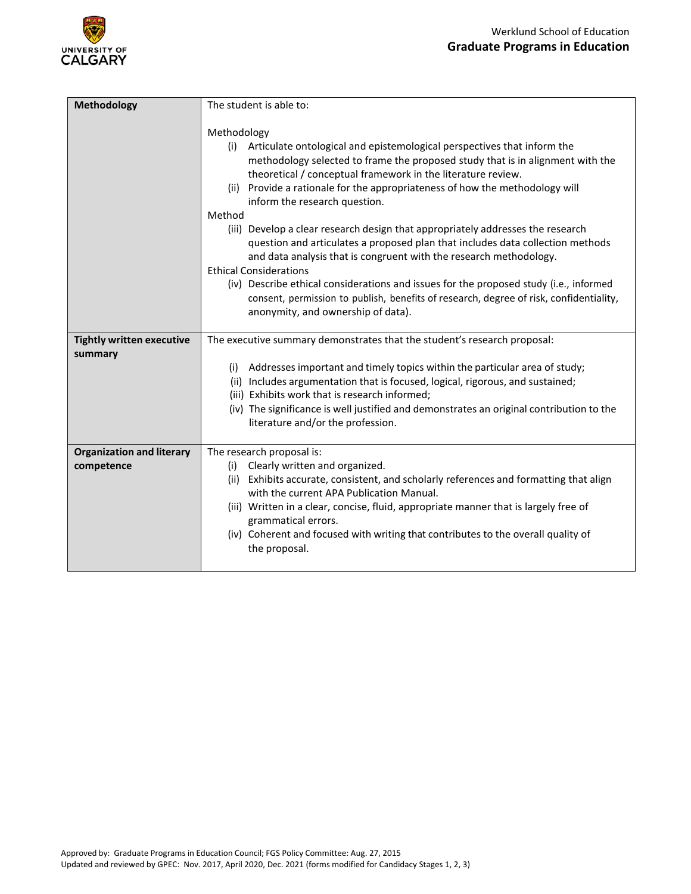| | |
|---|---|
| **Methodology** | The student is able to:<br><br>Methodology<br>(i) Articulate ontological and epistemological perspectives that inform the methodology selected to frame the proposed study that is in alignment with the theoretical / conceptual framework in the literature review.<br>(ii) Provide a rationale for the appropriateness of how the methodology will inform the research question.<br>Method<br>(iii) Develop a clear research design that appropriately addresses the research question and articulates a proposed plan that includes data collection methods and data analysis that is congruent with the research methodology.<br>Ethical Considerations<br>(iv) Describe ethical considerations and issues for the proposed study (i.e., informed consent, permission to publish, benefits of research, degree of risk, confidentiality, anonymity, and ownership of data). |
| **Tightly written executive summary** | The executive summary demonstrates that the student's research proposal:<br><br>(i) Addresses important and timely topics within the particular area of study;<br>(ii) Includes argumentation that is focused, logical, rigorous, and sustained;<br>(iii) Exhibits work that is research informed;<br>(iv) The significance is well justified and demonstrates an original contribution to the literature and/or the profession. |
| **Organization and literary competence** | The research proposal is:<br>(i) Clearly written and organized.<br>(ii) Exhibits accurate, consistent, and scholarly references and formatting that align with the current APA Publication Manual.<br>(iii) Written in a clear, concise, fluid, appropriate manner that is largely free of grammatical errors.<br>(iv) Coherent and focused with writing that contributes to the overall quality of the proposal. |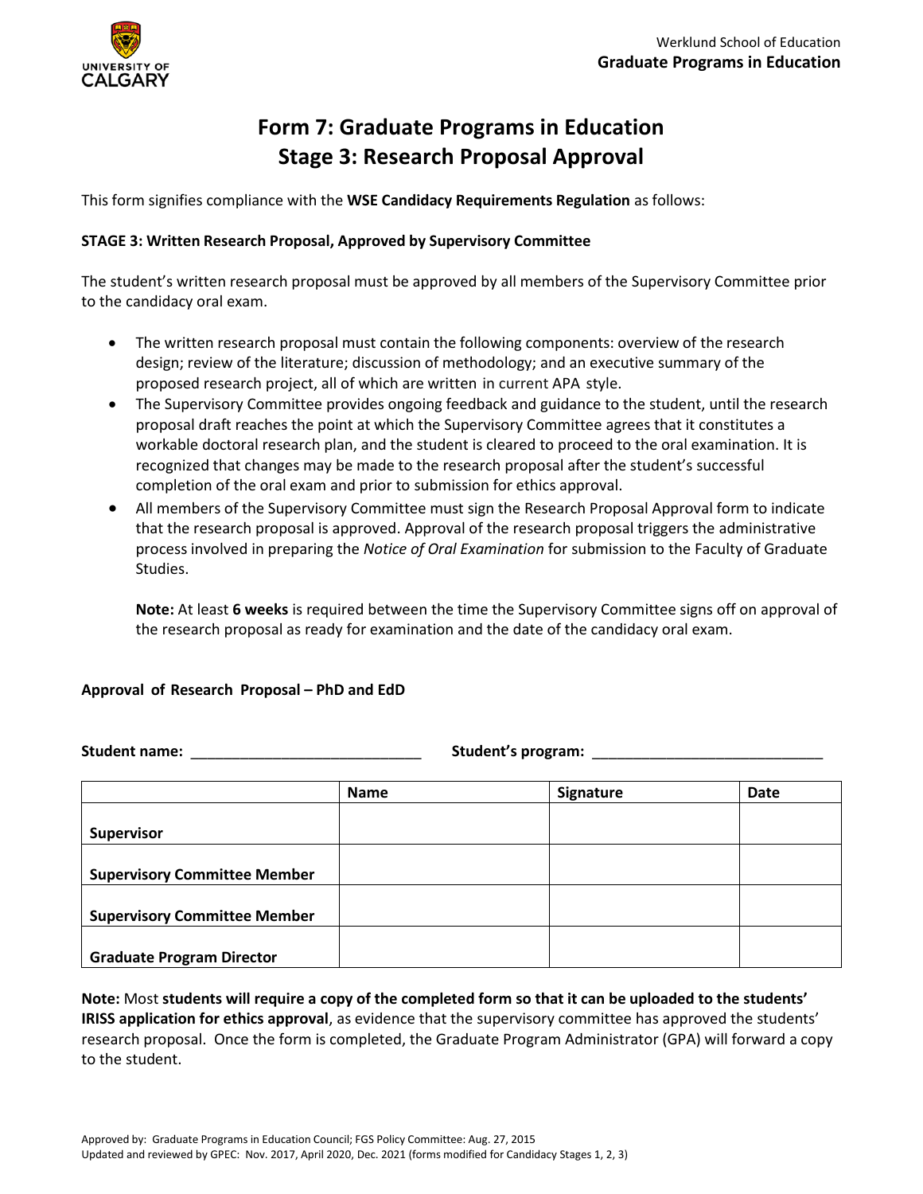Werklund School of Education
**Graduate Programs in Education**

# Form 7: Graduate Programs in Education
# Stage 3: Research Proposal Approval

This form signifies compliance with the **WSE Candidacy Requirements Regulation** as follows:

**STAGE 3: Written Research Proposal, Approved by Supervisory Committee**

The student's written research proposal must be approved by all members of the Supervisory Committee prior to the candidacy oral exam.

- The written research proposal must contain the following components: overview of the research design; review of the literature; discussion of methodology; and an executive summary of the proposed research project, all of which are written in current APA style.
- The Supervisory Committee provides ongoing feedback and guidance to the student, until the research proposal draft reaches the point at which the Supervisory Committee agrees that it constitutes a workable doctoral research plan, and the student is cleared to proceed to the oral examination. It is recognized that changes may be made to the research proposal after the student's successful completion of the oral exam and prior to submission for ethics approval.
- All members of the Supervisory Committee must sign the Research Proposal Approval form to indicate that the research proposal is approved. Approval of the research proposal triggers the administrative process involved in preparing the *Notice of Oral Examination* for submission to the Faculty of Graduate Studies.

  **Note:** At least **6 weeks** is required between the time the Supervisory Committee signs off on approval of the research proposal as ready for examination and the date of the candidacy oral exam.

**Approval of Research Proposal – PhD and EdD**

**Student name:** ____________________________ **Student's program:** ____________________________

| | Name | Signature | Date |
|---|---|---|---|
| **Supervisor** | | | |
| **Supervisory Committee Member** | | | |
| **Supervisory Committee Member** | | | |
| **Graduate Program Director** | | | |

**Note:** Most **students will require a copy of the completed form so that it can be uploaded to the students' IRISS application for ethics approval**, as evidence that the supervisory committee has approved the students' research proposal. Once the form is completed, the Graduate Program Administrator (GPA) will forward a copy to the student.

Approved by: Graduate Programs in Education Council; FGS Policy Committee: Aug. 27, 2015
Updated and reviewed by GPEC: Nov. 2017, April 2020, Dec. 2021 (forms modified for Candidacy Stages 1, 2, 3)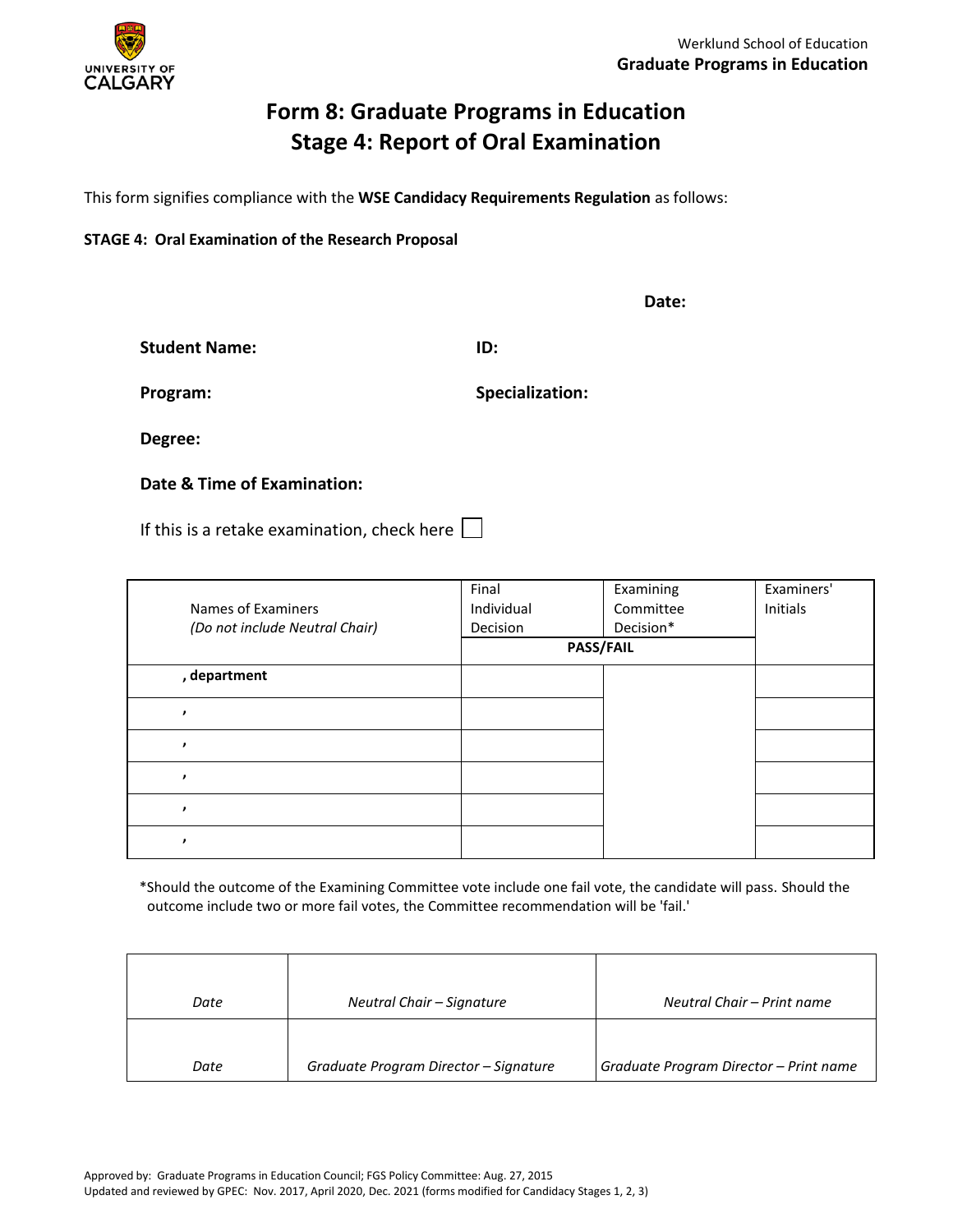Werklund School of Education
**Graduate Programs in Education**

# Form 8: Graduate Programs in Education
# Stage 4: Report of Oral Examination

This form signifies compliance with the **WSE Candidacy Requirements Regulation** as follows:

**STAGE 4: Oral Examination of the Research Proposal**

**Date:**

**Student Name:** **ID:**

**Program:** **Specialization:**

**Degree:**

**Date & Time of Examination:**

If this is a retake examination, check here ☐

| Names of Examiners *(Do not include Neutral Chair)* | Final Individual Decision | Examining Committee Decision* | Examiners' Initials |
|---|---|---|---|
| | **PASS/FAIL** | | |
| **, department** | | | |
| , | | | |
| , | | | |
| , | | | |
| , | | | |
| , | | | |

*Should the outcome of the Examining Committee vote include one fail vote, the candidate will pass. Should the outcome include two or more fail votes, the Committee recommendation will be 'fail.'

| | | |
|---|---|---|
| *Date* | *Neutral Chair – Signature* | *Neutral Chair – Print name* |
| *Date* | *Graduate Program Director – Signature* | *Graduate Program Director – Print name* |

Approved by: Graduate Programs in Education Council; FGS Policy Committee: Aug. 27, 2015
Updated and reviewed by GPEC: Nov. 2017, April 2020, Dec. 2021 (forms modified for Candidacy Stages 1, 2, 3)